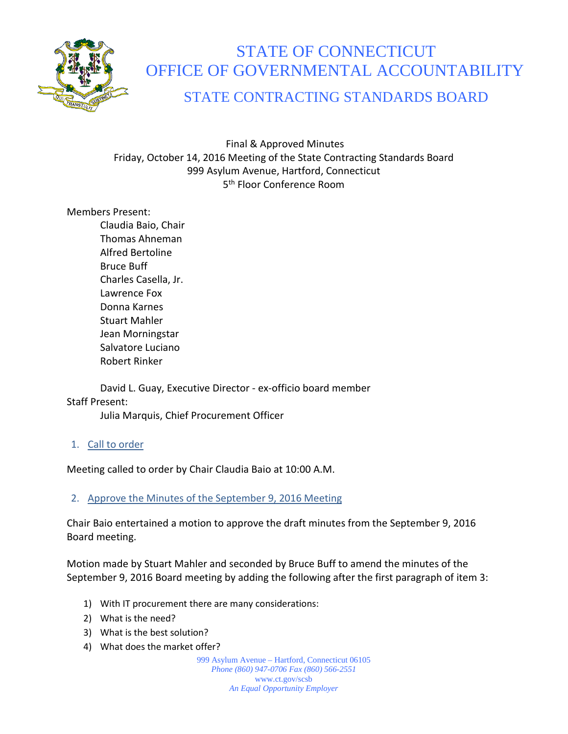# STATE OF CONNECTICUT
# OFFICE OF GOVERNMENTAL ACCOUNTABILITY
## STATE CONTRACTING STANDARDS BOARD

Final & Approved Minutes
Friday, October 14, 2016 Meeting of the State Contracting Standards Board
999 Asylum Avenue, Hartford, Connecticut
5th Floor Conference Room

Members Present:

- Claudia Baio, Chair
- Thomas Ahneman
- Alfred Bertoline
- Bruce Buff
- Charles Casella, Jr.
- Lawrence Fox
- Donna Karnes
- Stuart Mahler
- Jean Morningstar
- Salvatore Luciano
- Robert Rinker

David L. Guay, Executive Director - ex-officio board member

Staff Present:

- Julia Marquis, Chief Procurement Officer

1. Call to order

Meeting called to order by Chair Claudia Baio at 10:00 A.M.

2. Approve the Minutes of the September 9, 2016 Meeting

Chair Baio entertained a motion to approve the draft minutes from the September 9, 2016 Board meeting.

Motion made by Stuart Mahler and seconded by Bruce Buff to amend the minutes of the September 9, 2016 Board meeting by adding the following after the first paragraph of item 3:

1) With IT procurement there are many considerations:
2) What is the need?
3) What is the best solution?
4) What does the market offer?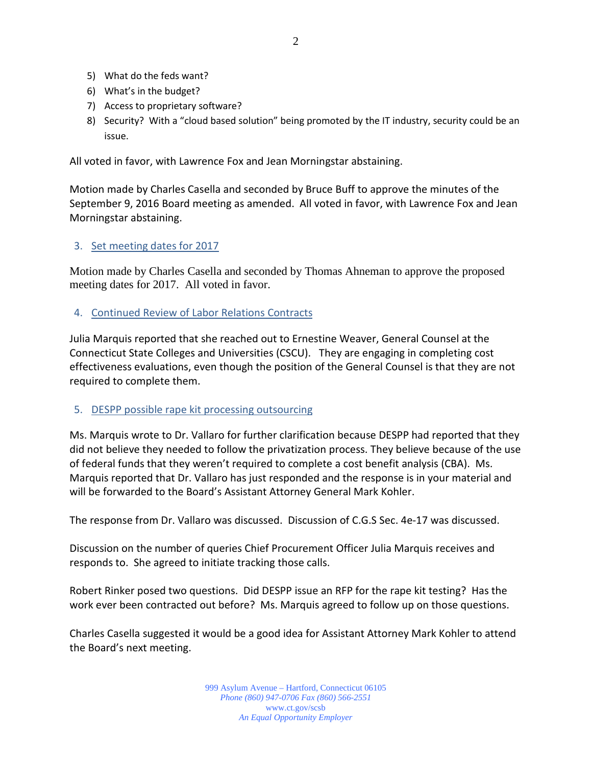5) What do the feds want?
6) What's in the budget?
7) Access to proprietary software?
8) Security? With a "cloud based solution" being promoted by the IT industry, security could be an issue.

All voted in favor, with Lawrence Fox and Jean Morningstar abstaining.

Motion made by Charles Casella and seconded by Bruce Buff to approve the minutes of the September 9, 2016 Board meeting as amended. All voted in favor, with Lawrence Fox and Jean Morningstar abstaining.

## 3. Set meeting dates for 2017

Motion made by Charles Casella and seconded by Thomas Ahneman to approve the proposed meeting dates for 2017. All voted in favor.

## 4. Continued Review of Labor Relations Contracts

Julia Marquis reported that she reached out to Ernestine Weaver, General Counsel at the Connecticut State Colleges and Universities (CSCU). They are engaging in completing cost effectiveness evaluations, even though the position of the General Counsel is that they are not required to complete them.

## 5. DESPP possible rape kit processing outsourcing

Ms. Marquis wrote to Dr. Vallaro for further clarification because DESPP had reported that they did not believe they needed to follow the privatization process. They believe because of the use of federal funds that they weren't required to complete a cost benefit analysis (CBA). Ms. Marquis reported that Dr. Vallaro has just responded and the response is in your material and will be forwarded to the Board's Assistant Attorney General Mark Kohler.

The response from Dr. Vallaro was discussed. Discussion of C.G.S Sec. 4e-17 was discussed.

Discussion on the number of queries Chief Procurement Officer Julia Marquis receives and responds to. She agreed to initiate tracking those calls.

Robert Rinker posed two questions. Did DESPP issue an RFP for the rape kit testing? Has the work ever been contracted out before? Ms. Marquis agreed to follow up on those questions.

Charles Casella suggested it would be a good idea for Assistant Attorney Mark Kohler to attend the Board's next meeting.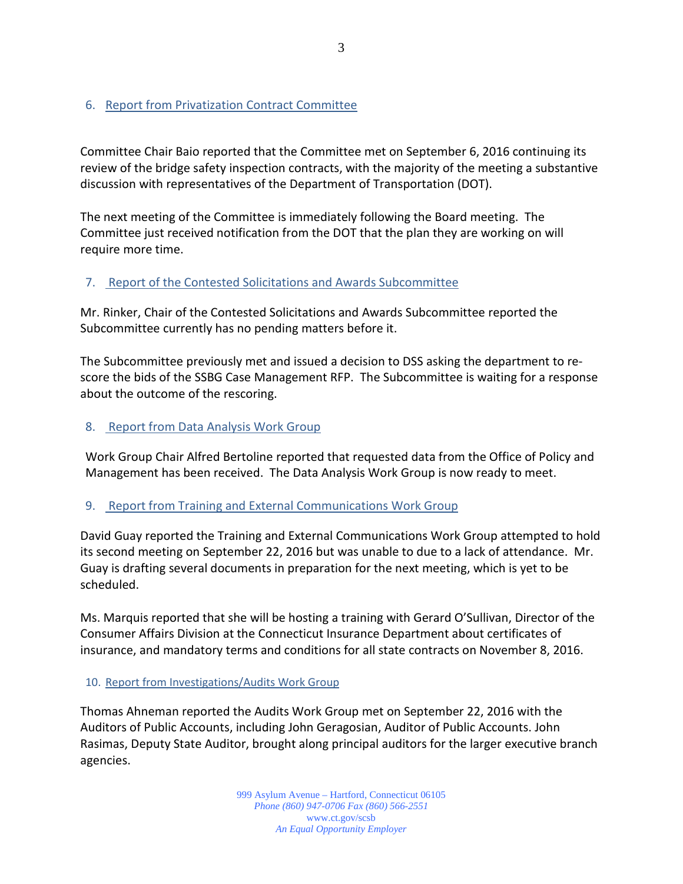6. Report from Privatization Contract Committee

Committee Chair Baio reported that the Committee met on September 6, 2016 continuing its review of the bridge safety inspection contracts, with the majority of the meeting a substantive discussion with representatives of the Department of Transportation (DOT).

The next meeting of the Committee is immediately following the Board meeting. The Committee just received notification from the DOT that the plan they are working on will require more time.

7. Report of the Contested Solicitations and Awards Subcommittee

Mr. Rinker, Chair of the Contested Solicitations and Awards Subcommittee reported the Subcommittee currently has no pending matters before it.

The Subcommittee previously met and issued a decision to DSS asking the department to re-score the bids of the SSBG Case Management RFP. The Subcommittee is waiting for a response about the outcome of the rescoring.

8. Report from Data Analysis Work Group

Work Group Chair Alfred Bertoline reported that requested data from the Office of Policy and Management has been received. The Data Analysis Work Group is now ready to meet.

9. Report from Training and External Communications Work Group

David Guay reported the Training and External Communications Work Group attempted to hold its second meeting on September 22, 2016 but was unable to due to a lack of attendance. Mr. Guay is drafting several documents in preparation for the next meeting, which is yet to be scheduled.

Ms. Marquis reported that she will be hosting a training with Gerard O'Sullivan, Director of the Consumer Affairs Division at the Connecticut Insurance Department about certificates of insurance, and mandatory terms and conditions for all state contracts on November 8, 2016.

10. Report from Investigations/Audits Work Group

Thomas Ahneman reported the Audits Work Group met on September 22, 2016 with the Auditors of Public Accounts, including John Geragosian, Auditor of Public Accounts. John Rasimas, Deputy State Auditor, brought along principal auditors for the larger executive branch agencies.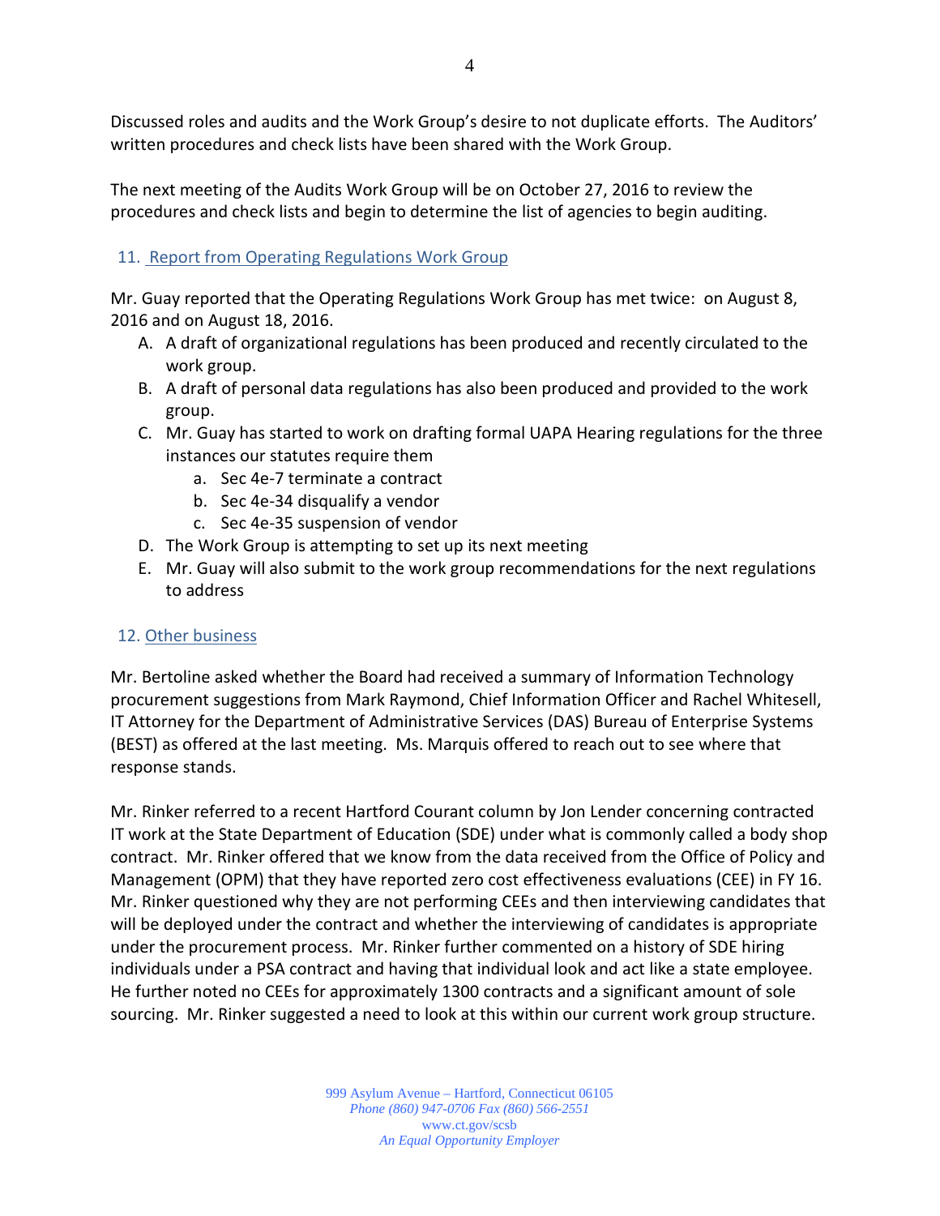Discussed roles and audits and the Work Group's desire to not duplicate efforts. The Auditors' written procedures and check lists have been shared with the Work Group.

The next meeting of the Audits Work Group will be on October 27, 2016 to review the procedures and check lists and begin to determine the list of agencies to begin auditing.

## 11. Report from Operating Regulations Work Group

Mr. Guay reported that the Operating Regulations Work Group has met twice: on August 8, 2016 and on August 18, 2016.

A. A draft of organizational regulations has been produced and recently circulated to the work group.
B. A draft of personal data regulations has also been produced and provided to the work group.
C. Mr. Guay has started to work on drafting formal UAPA Hearing regulations for the three instances our statutes require them
   a. Sec 4e-7 terminate a contract
   b. Sec 4e-34 disqualify a vendor
   c. Sec 4e-35 suspension of vendor
D. The Work Group is attempting to set up its next meeting
E. Mr. Guay will also submit to the work group recommendations for the next regulations to address

## 12. Other business

Mr. Bertoline asked whether the Board had received a summary of Information Technology procurement suggestions from Mark Raymond, Chief Information Officer and Rachel Whitesell, IT Attorney for the Department of Administrative Services (DAS) Bureau of Enterprise Systems (BEST) as offered at the last meeting. Ms. Marquis offered to reach out to see where that response stands.

Mr. Rinker referred to a recent Hartford Courant column by Jon Lender concerning contracted IT work at the State Department of Education (SDE) under what is commonly called a body shop contract. Mr. Rinker offered that we know from the data received from the Office of Policy and Management (OPM) that they have reported zero cost effectiveness evaluations (CEE) in FY 16. Mr. Rinker questioned why they are not performing CEEs and then interviewing candidates that will be deployed under the contract and whether the interviewing of candidates is appropriate under the procurement process. Mr. Rinker further commented on a history of SDE hiring individuals under a PSA contract and having that individual look and act like a state employee. He further noted no CEEs for approximately 1300 contracts and a significant amount of sole sourcing. Mr. Rinker suggested a need to look at this within our current work group structure.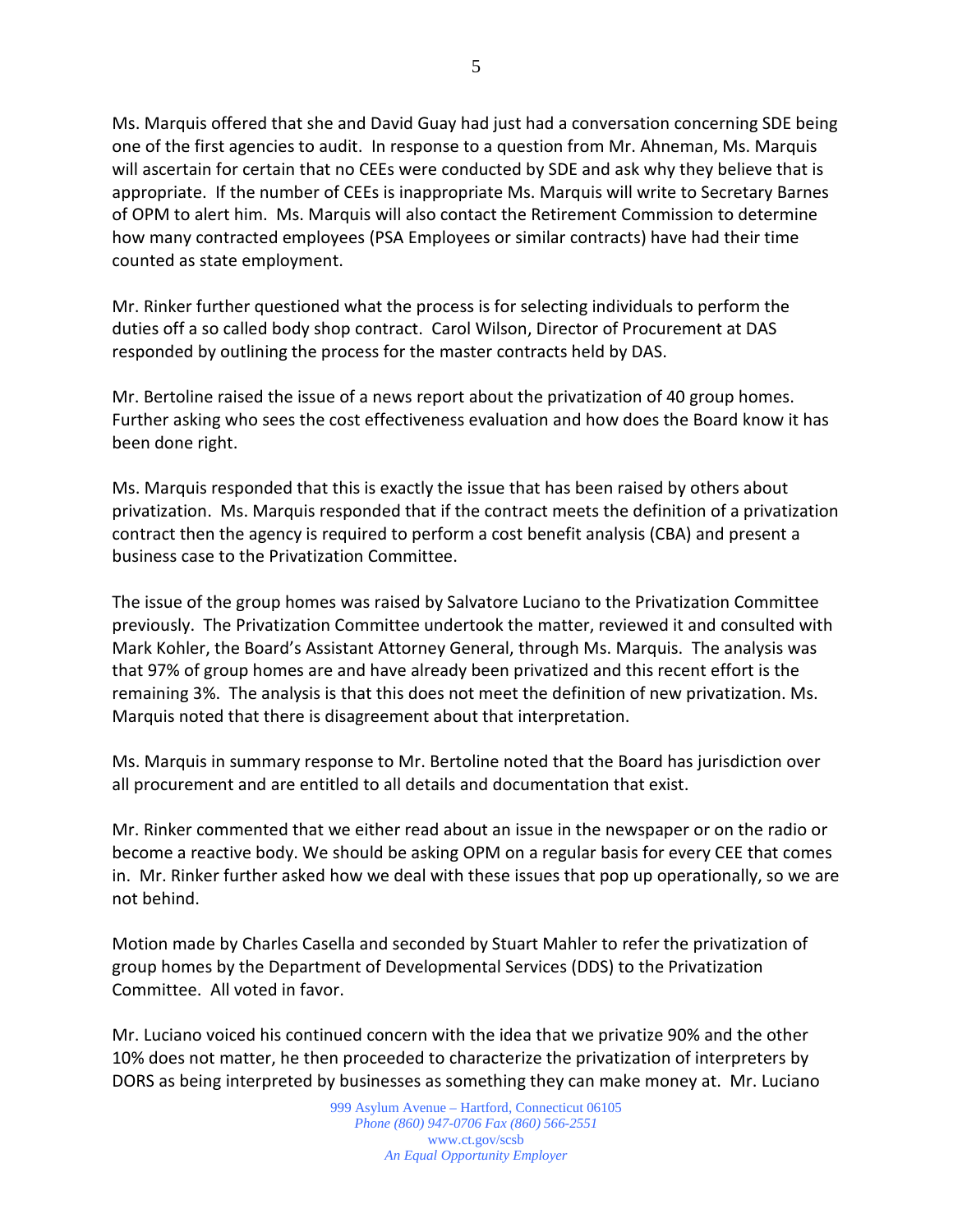Ms. Marquis offered that she and David Guay had just had a conversation concerning SDE being one of the first agencies to audit. In response to a question from Mr. Ahneman, Ms. Marquis will ascertain for certain that no CEEs were conducted by SDE and ask why they believe that is appropriate. If the number of CEEs is inappropriate Ms. Marquis will write to Secretary Barnes of OPM to alert him. Ms. Marquis will also contact the Retirement Commission to determine how many contracted employees (PSA Employees or similar contracts) have had their time counted as state employment.

Mr. Rinker further questioned what the process is for selecting individuals to perform the duties off a so called body shop contract. Carol Wilson, Director of Procurement at DAS responded by outlining the process for the master contracts held by DAS.

Mr. Bertoline raised the issue of a news report about the privatization of 40 group homes. Further asking who sees the cost effectiveness evaluation and how does the Board know it has been done right.

Ms. Marquis responded that this is exactly the issue that has been raised by others about privatization. Ms. Marquis responded that if the contract meets the definition of a privatization contract then the agency is required to perform a cost benefit analysis (CBA) and present a business case to the Privatization Committee.

The issue of the group homes was raised by Salvatore Luciano to the Privatization Committee previously. The Privatization Committee undertook the matter, reviewed it and consulted with Mark Kohler, the Board's Assistant Attorney General, through Ms. Marquis. The analysis was that 97% of group homes are and have already been privatized and this recent effort is the remaining 3%. The analysis is that this does not meet the definition of new privatization. Ms. Marquis noted that there is disagreement about that interpretation.

Ms. Marquis in summary response to Mr. Bertoline noted that the Board has jurisdiction over all procurement and are entitled to all details and documentation that exist.

Mr. Rinker commented that we either read about an issue in the newspaper or on the radio or become a reactive body. We should be asking OPM on a regular basis for every CEE that comes in. Mr. Rinker further asked how we deal with these issues that pop up operationally, so we are not behind.

Motion made by Charles Casella and seconded by Stuart Mahler to refer the privatization of group homes by the Department of Developmental Services (DDS) to the Privatization Committee. All voted in favor.

Mr. Luciano voiced his continued concern with the idea that we privatize 90% and the other 10% does not matter, he then proceeded to characterize the privatization of interpreters by DORS as being interpreted by businesses as something they can make money at. Mr. Luciano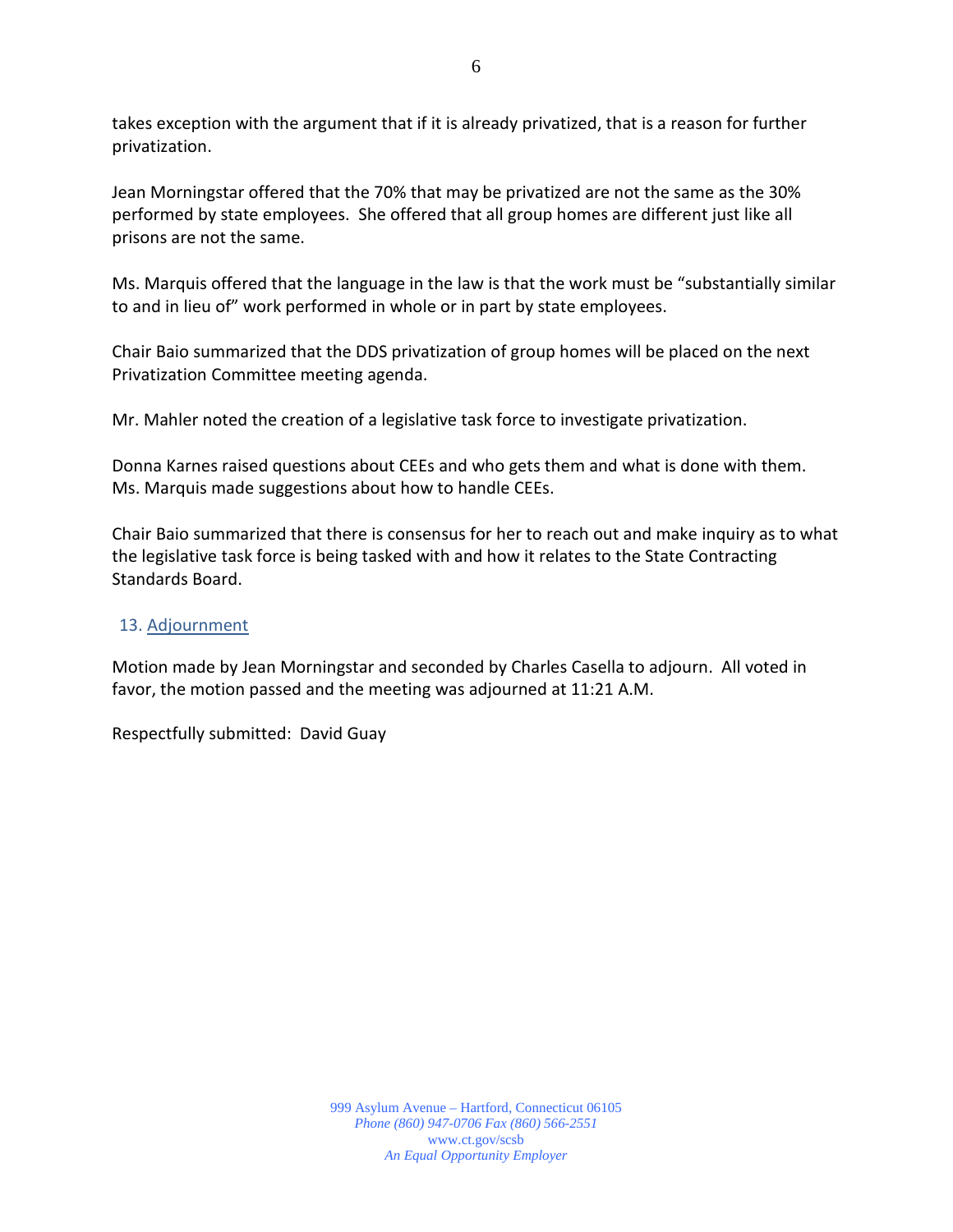takes exception with the argument that if it is already privatized, that is a reason for further privatization.

Jean Morningstar offered that the 70% that may be privatized are not the same as the 30% performed by state employees. She offered that all group homes are different just like all prisons are not the same.

Ms. Marquis offered that the language in the law is that the work must be "substantially similar to and in lieu of" work performed in whole or in part by state employees.

Chair Baio summarized that the DDS privatization of group homes will be placed on the next Privatization Committee meeting agenda.

Mr. Mahler noted the creation of a legislative task force to investigate privatization.

Donna Karnes raised questions about CEEs and who gets them and what is done with them. Ms. Marquis made suggestions about how to handle CEEs.

Chair Baio summarized that there is consensus for her to reach out and make inquiry as to what the legislative task force is being tasked with and how it relates to the State Contracting Standards Board.

## 13. Adjournment

Motion made by Jean Morningstar and seconded by Charles Casella to adjourn. All voted in favor, the motion passed and the meeting was adjourned at 11:21 A.M.

Respectfully submitted: David Guay